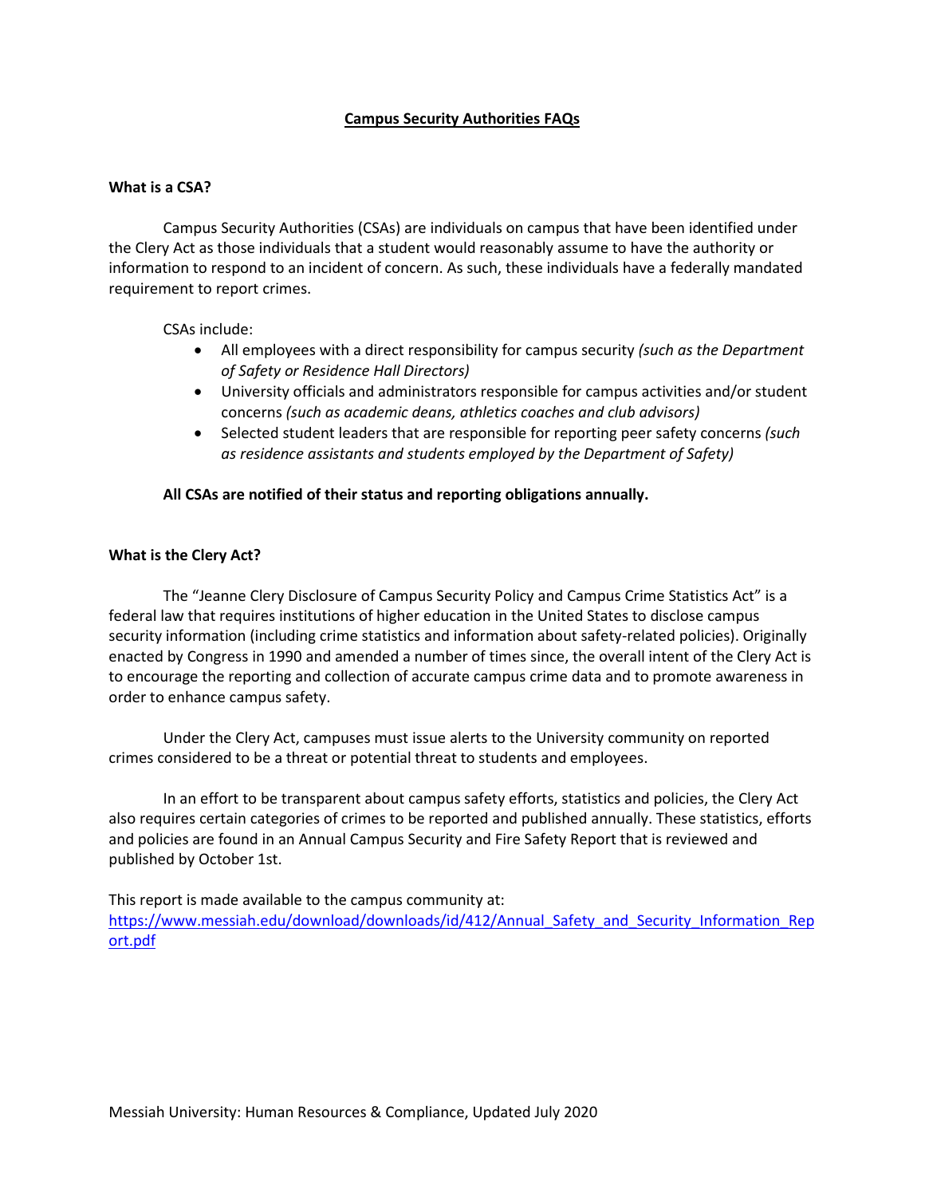# Campus Security Authorities FAQs

## What is a CSA?

Campus Security Authorities (CSAs) are individuals on campus that have been identified under the Clery Act as those individuals that a student would reasonably assume to have the authority or information to respond to an incident of concern. As such, these individuals have a federally mandated requirement to report crimes.

CSAs include:

- All employees with a direct responsibility for campus security *(such as the Department of Safety or Residence Hall Directors)*
- University officials and administrators responsible for campus activities and/or student concerns *(such as academic deans, athletics coaches and club advisors)*
- Selected student leaders that are responsible for reporting peer safety concerns *(such as residence assistants and students employed by the Department of Safety)*

**All CSAs are notified of their status and reporting obligations annually.**

## What is the Clery Act?

The "Jeanne Clery Disclosure of Campus Security Policy and Campus Crime Statistics Act" is a federal law that requires institutions of higher education in the United States to disclose campus security information (including crime statistics and information about safety-related policies). Originally enacted by Congress in 1990 and amended a number of times since, the overall intent of the Clery Act is to encourage the reporting and collection of accurate campus crime data and to promote awareness in order to enhance campus safety.

Under the Clery Act, campuses must issue alerts to the University community on reported crimes considered to be a threat or potential threat to students and employees.

In an effort to be transparent about campus safety efforts, statistics and policies, the Clery Act also requires certain categories of crimes to be reported and published annually. These statistics, efforts and policies are found in an Annual Campus Security and Fire Safety Report that is reviewed and published by October 1st.

This report is made available to the campus community at: https://www.messiah.edu/download/downloads/id/412/Annual_Safety_and_Security_Information_Report.pdf

Messiah University: Human Resources & Compliance, Updated July 2020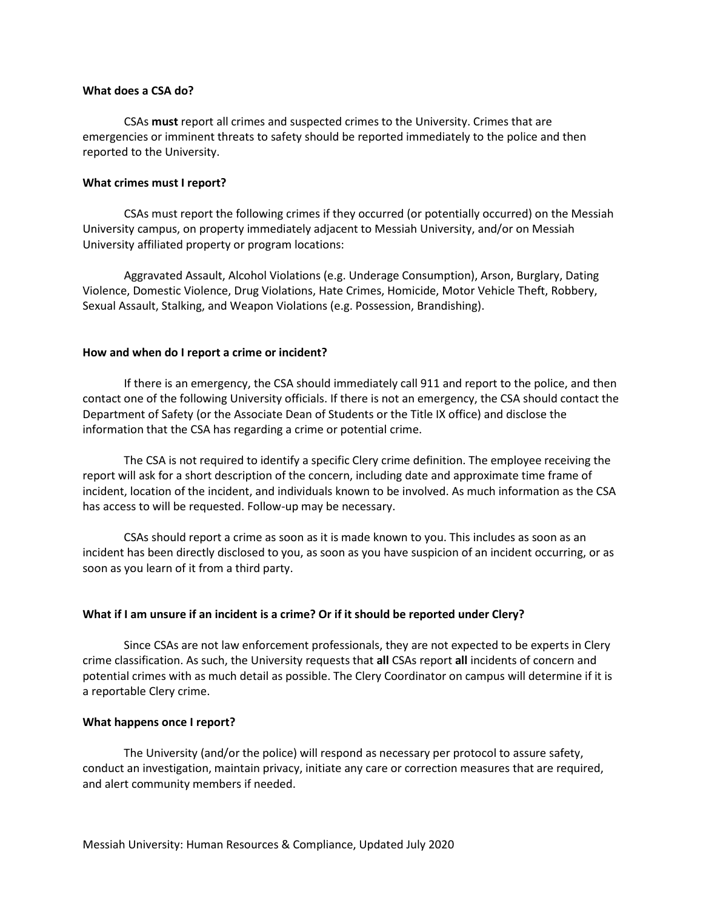**What does a CSA do?**

CSAs **must** report all crimes and suspected crimes to the University. Crimes that are emergencies or imminent threats to safety should be reported immediately to the police and then reported to the University.

**What crimes must I report?**

CSAs must report the following crimes if they occurred (or potentially occurred) on the Messiah University campus, on property immediately adjacent to Messiah University, and/or on Messiah University affiliated property or program locations:

Aggravated Assault, Alcohol Violations (e.g. Underage Consumption), Arson, Burglary, Dating Violence, Domestic Violence, Drug Violations, Hate Crimes, Homicide, Motor Vehicle Theft, Robbery, Sexual Assault, Stalking, and Weapon Violations (e.g. Possession, Brandishing).

**How and when do I report a crime or incident?**

If there is an emergency, the CSA should immediately call 911 and report to the police, and then contact one of the following University officials. If there is not an emergency, the CSA should contact the Department of Safety (or the Associate Dean of Students or the Title IX office) and disclose the information that the CSA has regarding a crime or potential crime.

The CSA is not required to identify a specific Clery crime definition. The employee receiving the report will ask for a short description of the concern, including date and approximate time frame of incident, location of the incident, and individuals known to be involved. As much information as the CSA has access to will be requested. Follow-up may be necessary.

CSAs should report a crime as soon as it is made known to you. This includes as soon as an incident has been directly disclosed to you, as soon as you have suspicion of an incident occurring, or as soon as you learn of it from a third party.

**What if I am unsure if an incident is a crime? Or if it should be reported under Clery?**

Since CSAs are not law enforcement professionals, they are not expected to be experts in Clery crime classification. As such, the University requests that **all** CSAs report **all** incidents of concern and potential crimes with as much detail as possible. The Clery Coordinator on campus will determine if it is a reportable Clery crime.

**What happens once I report?**

The University (and/or the police) will respond as necessary per protocol to assure safety, conduct an investigation, maintain privacy, initiate any care or correction measures that are required, and alert community members if needed.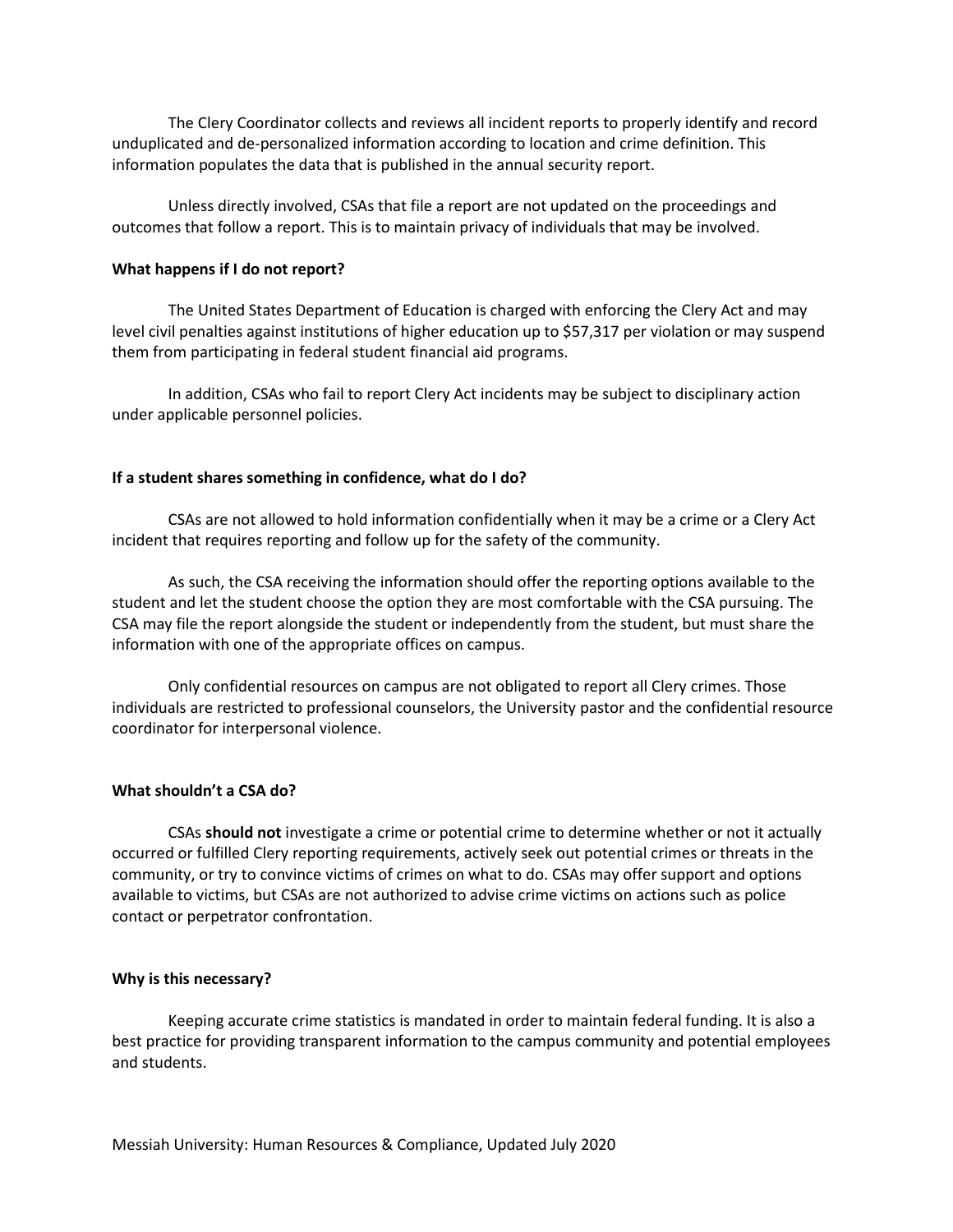The Clery Coordinator collects and reviews all incident reports to properly identify and record unduplicated and de-personalized information according to location and crime definition. This information populates the data that is published in the annual security report.

Unless directly involved, CSAs that file a report are not updated on the proceedings and outcomes that follow a report. This is to maintain privacy of individuals that may be involved.

**What happens if I do not report?**

The United States Department of Education is charged with enforcing the Clery Act and may level civil penalties against institutions of higher education up to $57,317 per violation or may suspend them from participating in federal student financial aid programs.

In addition, CSAs who fail to report Clery Act incidents may be subject to disciplinary action under applicable personnel policies.

**If a student shares something in confidence, what do I do?**

CSAs are not allowed to hold information confidentially when it may be a crime or a Clery Act incident that requires reporting and follow up for the safety of the community.

As such, the CSA receiving the information should offer the reporting options available to the student and let the student choose the option they are most comfortable with the CSA pursuing. The CSA may file the report alongside the student or independently from the student, but must share the information with one of the appropriate offices on campus.

Only confidential resources on campus are not obligated to report all Clery crimes. Those individuals are restricted to professional counselors, the University pastor and the confidential resource coordinator for interpersonal violence.

**What shouldn't a CSA do?**

CSAs **should not** investigate a crime or potential crime to determine whether or not it actually occurred or fulfilled Clery reporting requirements, actively seek out potential crimes or threats in the community, or try to convince victims of crimes on what to do. CSAs may offer support and options available to victims, but CSAs are not authorized to advise crime victims on actions such as police contact or perpetrator confrontation.

**Why is this necessary?**

Keeping accurate crime statistics is mandated in order to maintain federal funding. It is also a best practice for providing transparent information to the campus community and potential employees and students.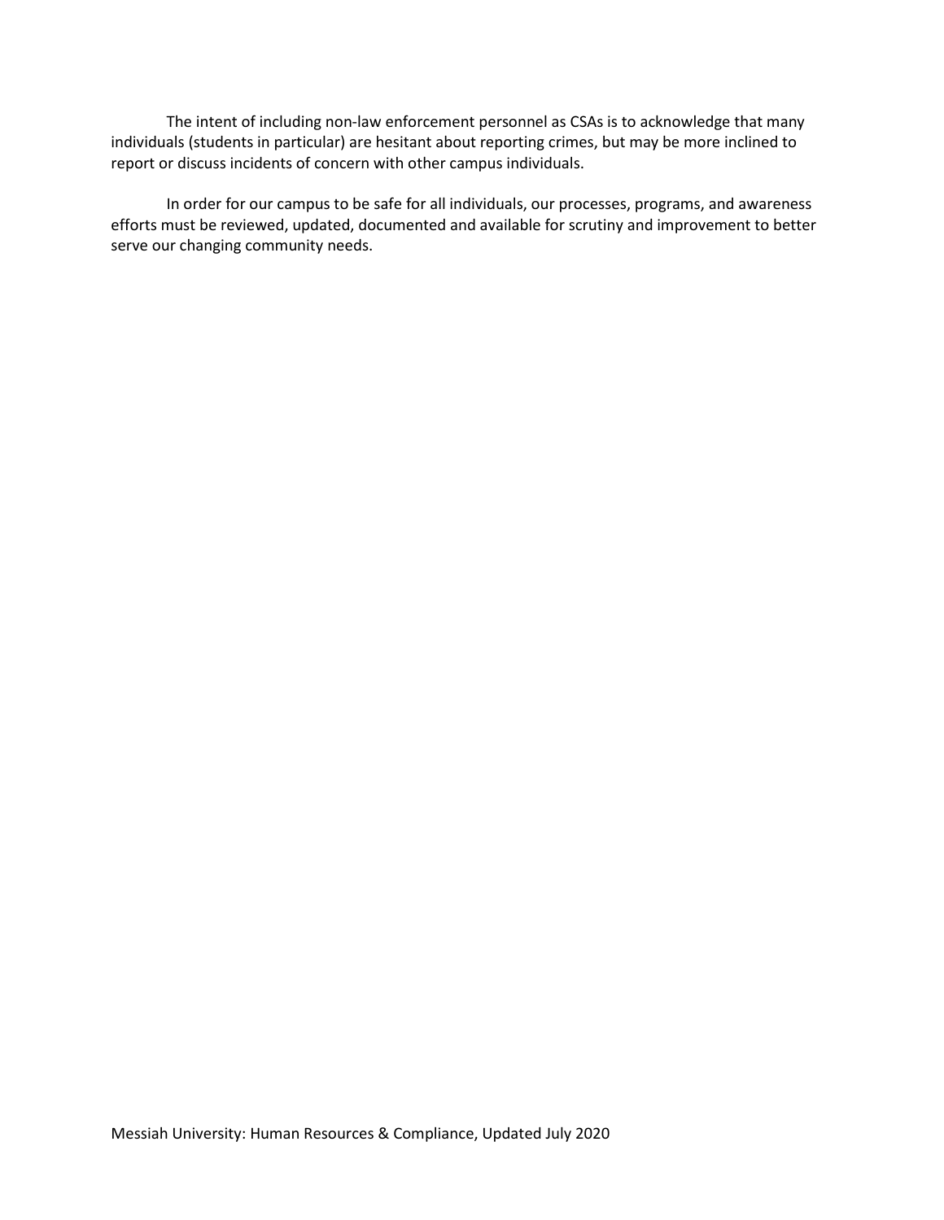The intent of including non-law enforcement personnel as CSAs is to acknowledge that many individuals (students in particular) are hesitant about reporting crimes, but may be more inclined to report or discuss incidents of concern with other campus individuals.

In order for our campus to be safe for all individuals, our processes, programs, and awareness efforts must be reviewed, updated, documented and available for scrutiny and improvement to better serve our changing community needs.